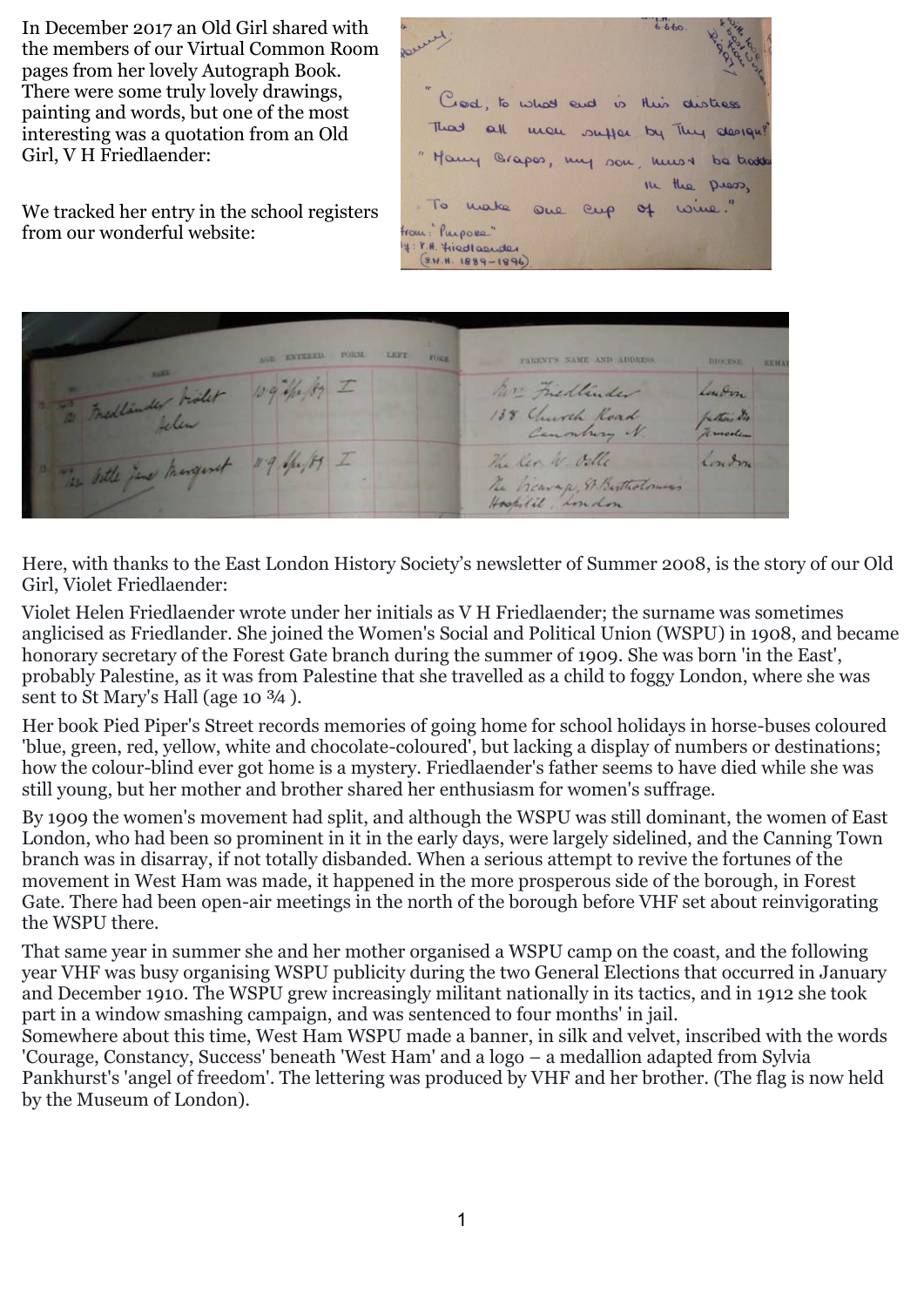In December 2017 an Old Girl shared with the members of our Virtual Common Room pages from her lovely Autograph Book. There were some truly lovely drawings, painting and words, but one of the most interesting was a quotation from an Old Girl, V H Friedlaender:

We tracked her entry in the school registers from our wonderful website:

Here, with thanks to the East London History Society's newsletter of Summer 2008, is the story of our Old Girl, Violet Friedlaender:

Violet Helen Friedlaender wrote under her initials as V H Friedlaender; the surname was sometimes anglicised as Friedlander. She joined the Women's Social and Political Union (WSPU) in 1908, and became honorary secretary of the Forest Gate branch during the summer of 1909. She was born 'in the East', probably Palestine, as it was from Palestine that she travelled as a child to foggy London, where she was sent to St Mary's Hall (age 10 ¾ ).

Her book Pied Piper's Street records memories of going home for school holidays in horse-buses coloured 'blue, green, red, yellow, white and chocolate-coloured', but lacking a display of numbers or destinations; how the colour-blind ever got home is a mystery. Friedlaender's father seems to have died while she was still young, but her mother and brother shared her enthusiasm for women's suffrage.

By 1909 the women's movement had split, and although the WSPU was still dominant, the women of East London, who had been so prominent in it in the early days, were largely sidelined, and the Canning Town branch was in disarray, if not totally disbanded. When a serious attempt to revive the fortunes of the movement in West Ham was made, it happened in the more prosperous side of the borough, in Forest Gate. There had been open-air meetings in the north of the borough before VHF set about reinvigorating the WSPU there.

That same year in summer she and her mother organised a WSPU camp on the coast, and the following year VHF was busy organising WSPU publicity during the two General Elections that occurred in January and December 1910. The WSPU grew increasingly militant nationally in its tactics, and in 1912 she took part in a window smashing campaign, and was sentenced to four months' in jail.
Somewhere about this time, West Ham WSPU made a banner, in silk and velvet, inscribed with the words 'Courage, Constancy, Success' beneath 'West Ham' and a logo – a medallion adapted from Sylvia Pankhurst's 'angel of freedom'. The lettering was produced by VHF and her brother. (The flag is now held by the Museum of London).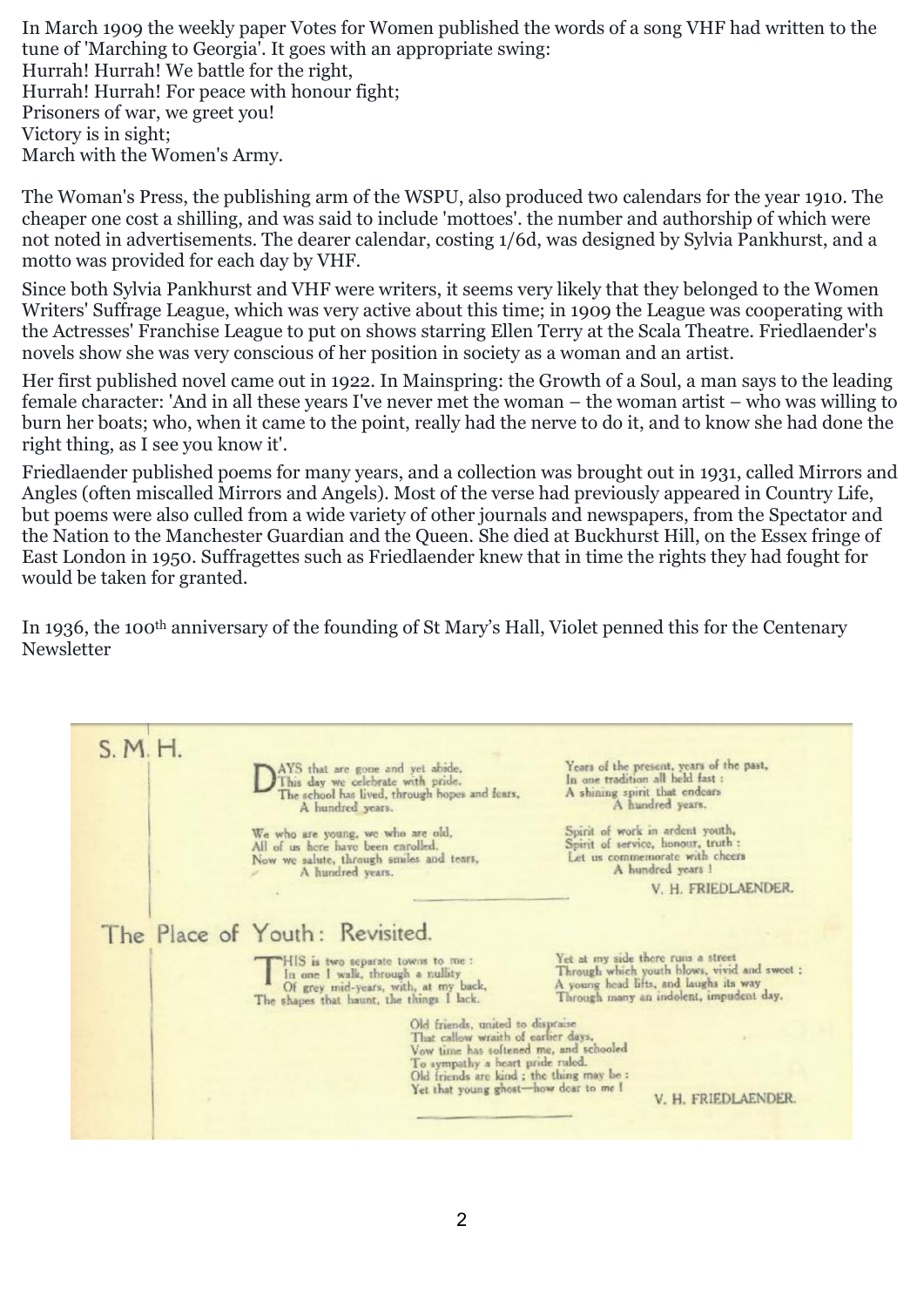In March 1909 the weekly paper Votes for Women published the words of a song VHF had written to the tune of 'Marching to Georgia'. It goes with an appropriate swing:

Hurrah! Hurrah! We battle for the right,  
Hurrah! Hurrah! For peace with honour fight;  
Prisoners of war, we greet you!  
Victory is in sight;  
March with the Women's Army.

The Woman's Press, the publishing arm of the WSPU, also produced two calendars for the year 1910. The cheaper one cost a shilling, and was said to include 'mottoes'. the number and authorship of which were not noted in advertisements. The dearer calendar, costing 1/6d, was designed by Sylvia Pankhurst, and a motto was provided for each day by VHF.

Since both Sylvia Pankhurst and VHF were writers, it seems very likely that they belonged to the Women Writers' Suffrage League, which was very active about this time; in 1909 the League was cooperating with the Actresses' Franchise League to put on shows starring Ellen Terry at the Scala Theatre. Friedlaender's novels show she was very conscious of her position in society as a woman and an artist.

Her first published novel came out in 1922. In Mainspring: the Growth of a Soul, a man says to the leading female character: 'And in all these years I've never met the woman – the woman artist – who was willing to burn her boats; who, when it came to the point, really had the nerve to do it, and to know she had done the right thing, as I see you know it'.

Friedlaender published poems for many years, and a collection was brought out in 1931, called Mirrors and Angles (often miscalled Mirrors and Angels). Most of the verse had previously appeared in Country Life, but poems were also culled from a wide variety of other journals and newspapers, from the Spectator and the Nation to the Manchester Guardian and the Queen. She died at Buckhurst Hill, on the Essex fringe of East London in 1950. Suffragettes such as Friedlaender knew that in time the rights they had fought for would be taken for granted.

In 1936, the 100th anniversary of the founding of St Mary's Hall, Violet penned this for the Centenary Newsletter

## S. M. H.

Days that are gone and yet abide,  
This day we celebrate with pride.  
The school has lived, through hopes and fears,  
A hundred years.

We who are young, we who are old,  
All of us here have been enrolled.  
Now we salute, through smiles and tears,  
A hundred years.

Years of the present, years of the past,  
In one tradition all held fast :  
A shining spirit that endears  
A hundred years.

Spirit of work in ardent youth,  
Spirit of service, honour, truth :  
Let us commemorate with cheers  
A hundred years !

V. H. FRIEDLAENDER.

## The Place of Youth: Revisited.

This is two separate towns to me :  
In one I walk, through a nullity  
Of grey mid-years, with, at my back,  
The shapes that haunt, the things I lack.

Yet at my side there runs a street  
Through which youth blows, vivid and sweet ;  
A young head lifts, and laughs its way  
Through many an indolent, impudent day.

Old friends, united to dispraise  
That callow wraith of earlier days,  
Vow time has softened me, and schooled  
To sympathy a heart pride ruled.  
Old friends are kind ; the thing may be :  
Yet that young ghost—how dear to me !

V. H. FRIEDLAENDER.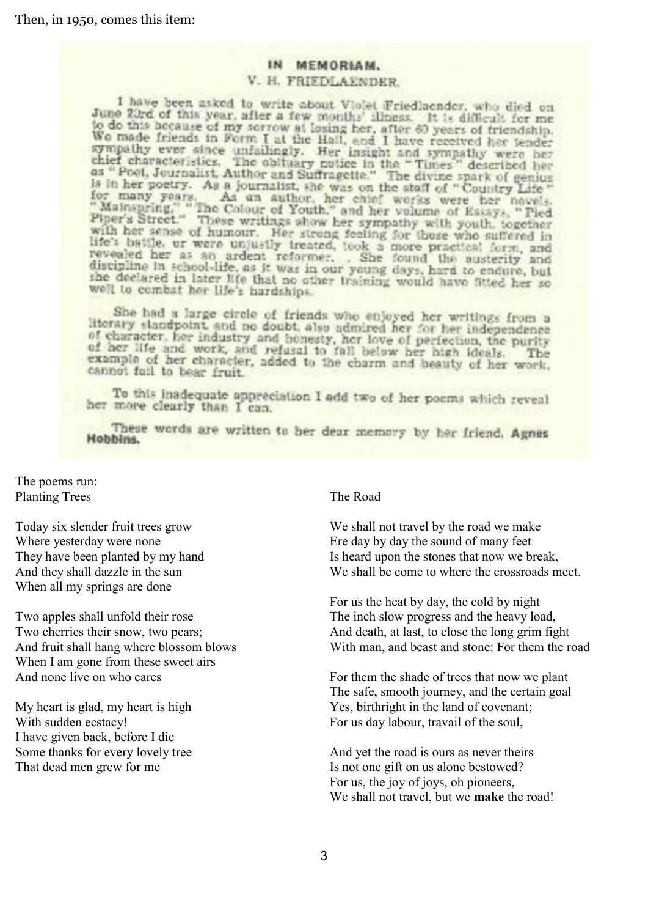Then, in 1950, comes this item:

## IN MEMORIAM.

### V. H. FRIEDLAENDER.

I have been asked to write about Violet Friedlaender, who died on June 23rd of this year, after a few months' illness. It is difficult for me to do this because of my sorrow at losing her, after 60 years of friendship. We made friends in Form I at the Hall, and I have received her tender sympathy ever since unfailingly. Her insight and sympathy were her chief characteristics. The obituary notice in the "Times" described her as "Poet, Journalist, Author and Suffragette." The divine spark of genius is in her poetry. As a journalist, she was on the staff of "Country Life" for many years. As an author, her chief works were her novels, "Mainspring," "The Colour of Youth," and her volume of Essays, "Pied Piper's Street." These writings show her sympathy with youth, together with her sense of humour. Her strong feeling for those who suffered in life's battle, or were unjustly treated, took a more practical form, and revealed her as an ardent reformer. . She found the austerity and discipline in school-life, as it was in our young days, hard to endure, but she declared in later life that no other training would have fitted her so well to combat her life's hardships.

She had a large circle of friends who enjoyed her writings from a literary standpoint and no doubt, also admired her for her independence of character, her industry and honesty, her love of perfection, the purity of her life and work, and refusal to fall below her high ideals. The example of her character, added to the charm and beauty of her work, cannot fail to bear fruit.

To this inadequate appreciation I add two of her poems which reveal her more clearly than I can.

These words are written to her dear memory by her friend, **Agnes Hobbins.**

The poems run:

Planting Trees

Today six slender fruit trees grow
Where yesterday were none
They have been planted by my hand
And they shall dazzle in the sun
When all my springs are done

Two apples shall unfold their rose
Two cherries their snow, two pears;
And fruit shall hang where blossom blows
When I am gone from these sweet airs
And none live on who cares

My heart is glad, my heart is high
With sudden ecstacy!
I have given back, before I die
Some thanks for every lovely tree
That dead men grew for me

The Road

We shall not travel by the road we make
Ere day by day the sound of many feet
Is heard upon the stones that now we break,
We shall be come to where the crossroads meet.

For us the heat by day, the cold by night
The inch slow progress and the heavy load,
And death, at last, to close the long grim fight
With man, and beast and stone: For them the road

For them the shade of trees that now we plant
The safe, smooth journey, and the certain goal
Yes, birthright in the land of covenant;
For us day labour, travail of the soul,

And yet the road is ours as never theirs
Is not one gift on us alone bestowed?
For us, the joy of joys, oh pioneers,
We shall not travel, but we **make** the road!